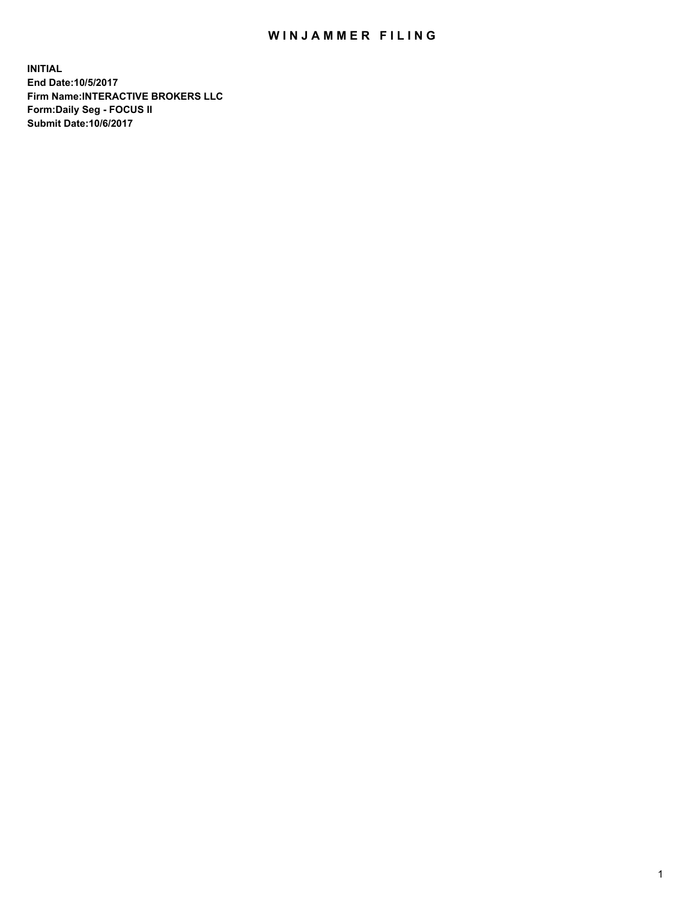# WINJAMMER FILING

**INITIAL**
**End Date:10/5/2017**
**Firm Name:INTERACTIVE BROKERS LLC**
**Form:Daily Seg - FOCUS II**
**Submit Date:10/6/2017**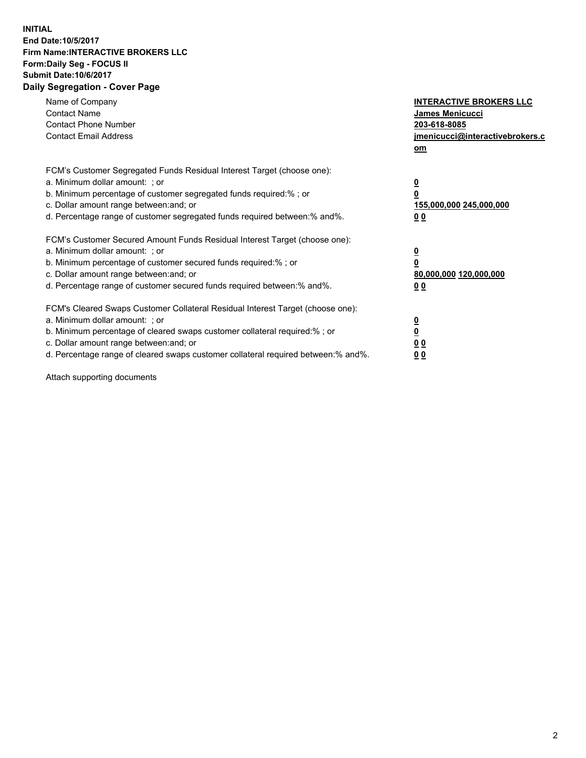**INITIAL**
**End Date:10/5/2017**
**Firm Name:INTERACTIVE BROKERS LLC**
**Form:Daily Seg - FOCUS II**
**Submit Date:10/6/2017**

## Daily Segregation - Cover Page

| | |
|---|---|
| Name of Company | **INTERACTIVE BROKERS LLC** |
| Contact Name | **James Menicucci** |
| Contact Phone Number | **203-618-8085** |
| Contact Email Address | **jmenicucci@interactivebrokers.com** |

FCM's Customer Segregated Funds Residual Interest Target (choose one):

| | |
|---|---|
| a. Minimum dollar amount: ; or | **0** |
| b. Minimum percentage of customer segregated funds required:% ; or | **0** |
| c. Dollar amount range between:and; or | **155,000,000 245,000,000** |
| d. Percentage range of customer segregated funds required between:% and%. | **0 0** |

FCM's Customer Secured Amount Funds Residual Interest Target (choose one):

| | |
|---|---|
| a. Minimum dollar amount: ; or | **0** |
| b. Minimum percentage of customer secured funds required:% ; or | **0** |
| c. Dollar amount range between:and; or | **80,000,000 120,000,000** |
| d. Percentage range of customer secured funds required between:% and%. | **0 0** |

FCM's Cleared Swaps Customer Collateral Residual Interest Target (choose one):

| | |
|---|---|
| a. Minimum dollar amount: ; or | **0** |
| b. Minimum percentage of cleared swaps customer collateral required:% ; or | **0** |
| c. Dollar amount range between:and; or | **0 0** |
| d. Percentage range of cleared swaps customer collateral required between:% and%. | **0 0** |

Attach supporting documents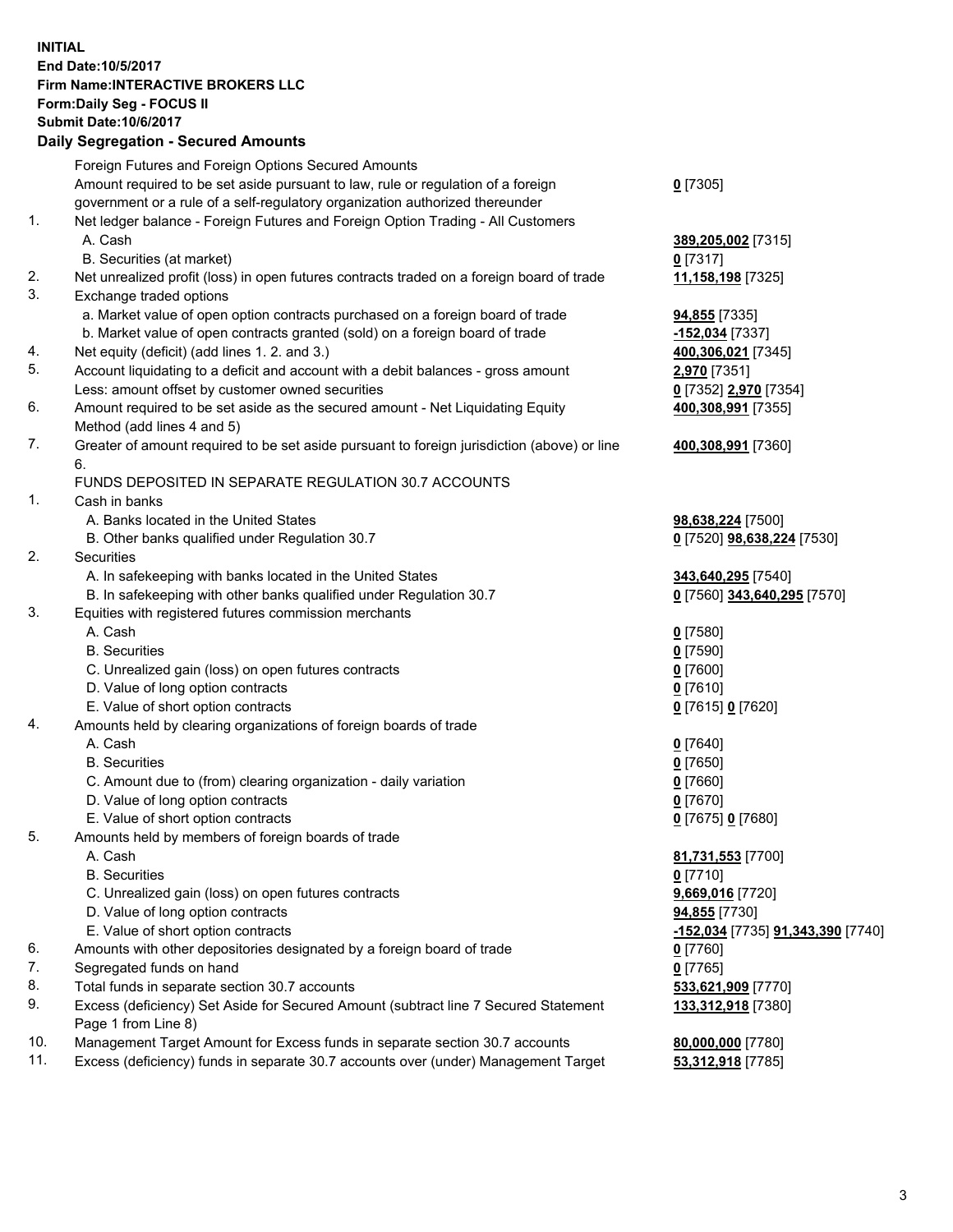**INITIAL**
**End Date:10/5/2017**
**Firm Name:INTERACTIVE BROKERS LLC**
**Form:Daily Seg - FOCUS II**
**Submit Date:10/6/2017**

**Daily Segregation - Secured Amounts**

| | | |
|---|---|---|
| | Foreign Futures and Foreign Options Secured Amounts | |
| | Amount required to be set aside pursuant to law, rule or regulation of a foreign government or a rule of a self-regulatory organization authorized thereunder | **0** [7305] |
| 1. | Net ledger balance - Foreign Futures and Foreign Option Trading - All Customers | |
| | A. Cash | **389,205,002** [7315] |
| | B. Securities (at market) | **0** [7317] |
| 2. | Net unrealized profit (loss) in open futures contracts traded on a foreign board of trade | **11,158,198** [7325] |
| 3. | Exchange traded options | |
| | a. Market value of open option contracts purchased on a foreign board of trade | **94,855** [7335] |
| | b. Market value of open contracts granted (sold) on a foreign board of trade | **-152,034** [7337] |
| 4. | Net equity (deficit) (add lines 1. 2. and 3.) | **400,306,021** [7345] |
| 5. | Account liquidating to a deficit and account with a debit balances - gross amount | **2,970** [7351] |
| | Less: amount offset by customer owned securities | **0** [7352] **2,970** [7354] |
| 6. | Amount required to be set aside as the secured amount - Net Liquidating Equity Method (add lines 4 and 5) | **400,308,991** [7355] |
| 7. | Greater of amount required to be set aside pursuant to foreign jurisdiction (above) or line 6. | **400,308,991** [7360] |
| | FUNDS DEPOSITED IN SEPARATE REGULATION 30.7 ACCOUNTS | |
| 1. | Cash in banks | |
| | A. Banks located in the United States | **98,638,224** [7500] |
| | B. Other banks qualified under Regulation 30.7 | **0** [7520] **98,638,224** [7530] |
| 2. | Securities | |
| | A. In safekeeping with banks located in the United States | **343,640,295** [7540] |
| | B. In safekeeping with other banks qualified under Regulation 30.7 | **0** [7560] **343,640,295** [7570] |
| 3. | Equities with registered futures commission merchants | |
| | A. Cash | **0** [7580] |
| | B. Securities | **0** [7590] |
| | C. Unrealized gain (loss) on open futures contracts | **0** [7600] |
| | D. Value of long option contracts | **0** [7610] |
| | E. Value of short option contracts | **0** [7615] **0** [7620] |
| 4. | Amounts held by clearing organizations of foreign boards of trade | |
| | A. Cash | **0** [7640] |
| | B. Securities | **0** [7650] |
| | C. Amount due to (from) clearing organization - daily variation | **0** [7660] |
| | D. Value of long option contracts | **0** [7670] |
| | E. Value of short option contracts | **0** [7675] **0** [7680] |
| 5. | Amounts held by members of foreign boards of trade | |
| | A. Cash | **81,731,553** [7700] |
| | B. Securities | **0** [7710] |
| | C. Unrealized gain (loss) on open futures contracts | **9,669,016** [7720] |
| | D. Value of long option contracts | **94,855** [7730] |
| | E. Value of short option contracts | **-152,034** [7735] **91,343,390** [7740] |
| 6. | Amounts with other depositories designated by a foreign board of trade | **0** [7760] |
| 7. | Segregated funds on hand | **0** [7765] |
| 8. | Total funds in separate section 30.7 accounts | **533,621,909** [7770] |
| 9. | Excess (deficiency) Set Aside for Secured Amount (subtract line 7 Secured Statement Page 1 from Line 8) | **133,312,918** [7380] |
| 10. | Management Target Amount for Excess funds in separate section 30.7 accounts | **80,000,000** [7780] |
| 11. | Excess (deficiency) funds in separate 30.7 accounts over (under) Management Target | **53,312,918** [7785] |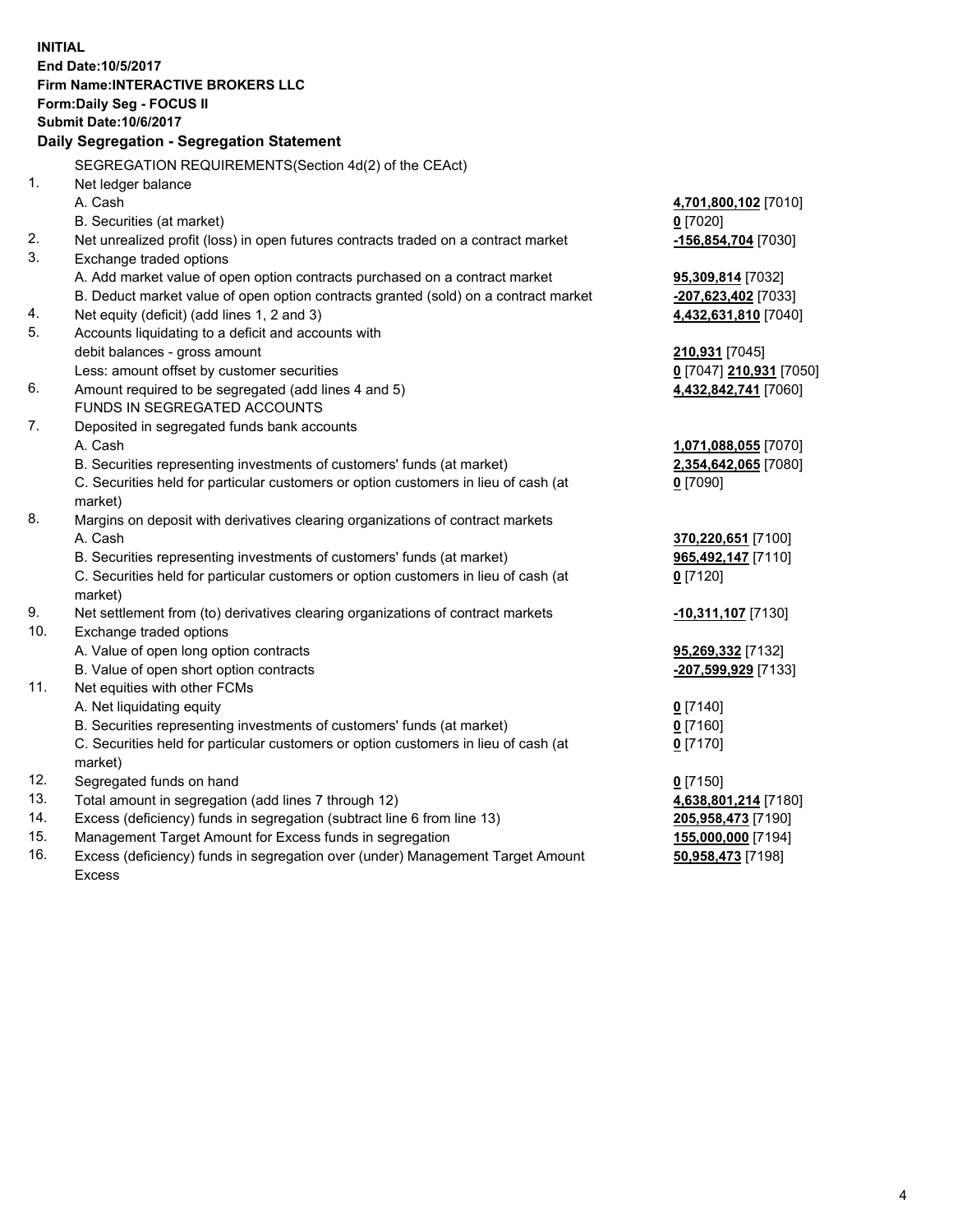**INITIAL**
**End Date:10/5/2017**
**Firm Name:INTERACTIVE BROKERS LLC**
**Form:Daily Seg - FOCUS II**
**Submit Date:10/6/2017**

### Daily Segregation - Segregation Statement

| | | |
|---|---|---|
| | SEGREGATION REQUIREMENTS(Section 4d(2) of the CEAct) | |
| 1. | Net ledger balance | |
| | A. Cash | **4,701,800,102** [7010] |
| | B. Securities (at market) | **0** [7020] |
| 2. | Net unrealized profit (loss) in open futures contracts traded on a contract market | **-156,854,704** [7030] |
| 3. | Exchange traded options | |
| | A. Add market value of open option contracts purchased on a contract market | **95,309,814** [7032] |
| | B. Deduct market value of open option contracts granted (sold) on a contract market | **-207,623,402** [7033] |
| 4. | Net equity (deficit) (add lines 1, 2 and 3) | **4,432,631,810** [7040] |
| 5. | Accounts liquidating to a deficit and accounts with | |
| | debit balances - gross amount | **210,931** [7045] |
| | Less: amount offset by customer securities | **0** [7047] **210,931** [7050] |
| 6. | Amount required to be segregated (add lines 4 and 5) | **4,432,842,741** [7060] |
| | FUNDS IN SEGREGATED ACCOUNTS | |
| 7. | Deposited in segregated funds bank accounts | |
| | A. Cash | **1,071,088,055** [7070] |
| | B. Securities representing investments of customers' funds (at market) | **2,354,642,065** [7080] |
| | C. Securities held for particular customers or option customers in lieu of cash (at market) | **0** [7090] |
| 8. | Margins on deposit with derivatives clearing organizations of contract markets | |
| | A. Cash | **370,220,651** [7100] |
| | B. Securities representing investments of customers' funds (at market) | **965,492,147** [7110] |
| | C. Securities held for particular customers or option customers in lieu of cash (at market) | **0** [7120] |
| 9. | Net settlement from (to) derivatives clearing organizations of contract markets | **-10,311,107** [7130] |
| 10. | Exchange traded options | |
| | A. Value of open long option contracts | **95,269,332** [7132] |
| | B. Value of open short option contracts | **-207,599,929** [7133] |
| 11. | Net equities with other FCMs | |
| | A. Net liquidating equity | **0** [7140] |
| | B. Securities representing investments of customers' funds (at market) | **0** [7160] |
| | C. Securities held for particular customers or option customers in lieu of cash (at market) | **0** [7170] |
| 12. | Segregated funds on hand | **0** [7150] |
| 13. | Total amount in segregation (add lines 7 through 12) | **4,638,801,214** [7180] |
| 14. | Excess (deficiency) funds in segregation (subtract line 6 from line 13) | **205,958,473** [7190] |
| 15. | Management Target Amount for Excess funds in segregation | **155,000,000** [7194] |
| 16. | Excess (deficiency) funds in segregation over (under) Management Target Amount Excess | **50,958,473** [7198] |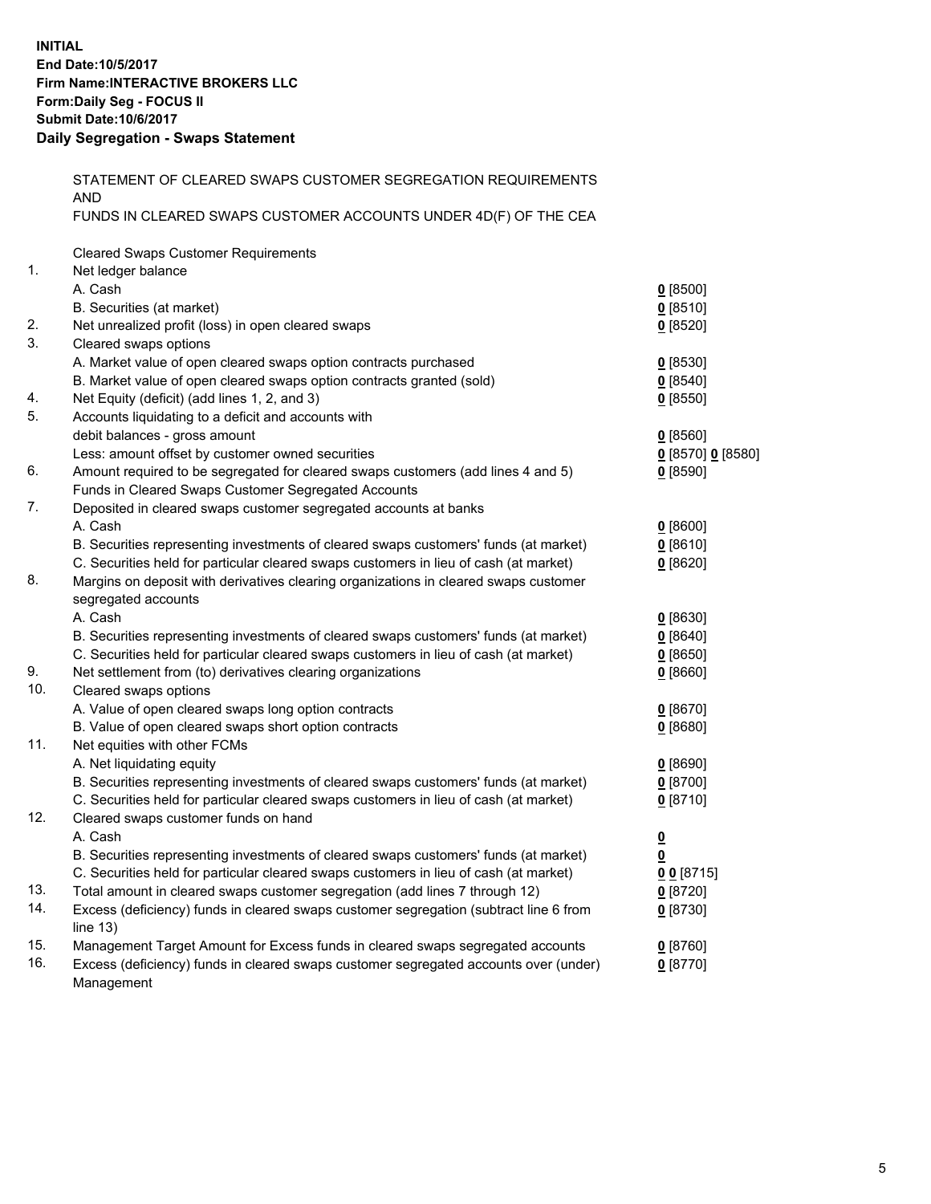**INITIAL**
**End Date:10/5/2017**
**Firm Name:INTERACTIVE BROKERS LLC**
**Form:Daily Seg - FOCUS II**
**Submit Date:10/6/2017**
**Daily Segregation - Swaps Statement**

STATEMENT OF CLEARED SWAPS CUSTOMER SEGREGATION REQUIREMENTS AND FUNDS IN CLEARED SWAPS CUSTOMER ACCOUNTS UNDER 4D(F) OF THE CEA

| | | |
|---|---|---|
| | Cleared Swaps Customer Requirements | |
| 1. | Net ledger balance | |
| | A. Cash | 0 [8500] |
| | B. Securities (at market) | 0 [8510] |
| 2. | Net unrealized profit (loss) in open cleared swaps | 0 [8520] |
| 3. | Cleared swaps options | |
| | A. Market value of open cleared swaps option contracts purchased | 0 [8530] |
| | B. Market value of open cleared swaps option contracts granted (sold) | 0 [8540] |
| 4. | Net Equity (deficit) (add lines 1, 2, and 3) | 0 [8550] |
| 5. | Accounts liquidating to a deficit and accounts with debit balances - gross amount | 0 [8560] |
| | Less: amount offset by customer owned securities | 0 [8570] 0 [8580] |
| 6. | Amount required to be segregated for cleared swaps customers (add lines 4 and 5) | 0 [8590] |
| | Funds in Cleared Swaps Customer Segregated Accounts | |
| 7. | Deposited in cleared swaps customer segregated accounts at banks | |
| | A. Cash | 0 [8600] |
| | B. Securities representing investments of cleared swaps customers' funds (at market) | 0 [8610] |
| | C. Securities held for particular cleared swaps customers in lieu of cash (at market) | 0 [8620] |
| 8. | Margins on deposit with derivatives clearing organizations in cleared swaps customer segregated accounts | |
| | A. Cash | 0 [8630] |
| | B. Securities representing investments of cleared swaps customers' funds (at market) | 0 [8640] |
| | C. Securities held for particular cleared swaps customers in lieu of cash (at market) | 0 [8650] |
| 9. | Net settlement from (to) derivatives clearing organizations | 0 [8660] |
| 10. | Cleared swaps options | |
| | A. Value of open cleared swaps long option contracts | 0 [8670] |
| | B. Value of open cleared swaps short option contracts | 0 [8680] |
| 11. | Net equities with other FCMs | |
| | A. Net liquidating equity | 0 [8690] |
| | B. Securities representing investments of cleared swaps customers' funds (at market) | 0 [8700] |
| | C. Securities held for particular cleared swaps customers in lieu of cash (at market) | 0 [8710] |
| 12. | Cleared swaps customer funds on hand | |
| | A. Cash | 0 |
| | B. Securities representing investments of cleared swaps customers' funds (at market) | 0 |
| | C. Securities held for particular cleared swaps customers in lieu of cash (at market) | 0 0 [8715] |
| 13. | Total amount in cleared swaps customer segregation (add lines 7 through 12) | 0 [8720] |
| 14. | Excess (deficiency) funds in cleared swaps customer segregation (subtract line 6 from line 13) | 0 [8730] |
| 15. | Management Target Amount for Excess funds in cleared swaps segregated accounts | 0 [8760] |
| 16. | Excess (deficiency) funds in cleared swaps customer segregated accounts over (under) Management | 0 [8770] |